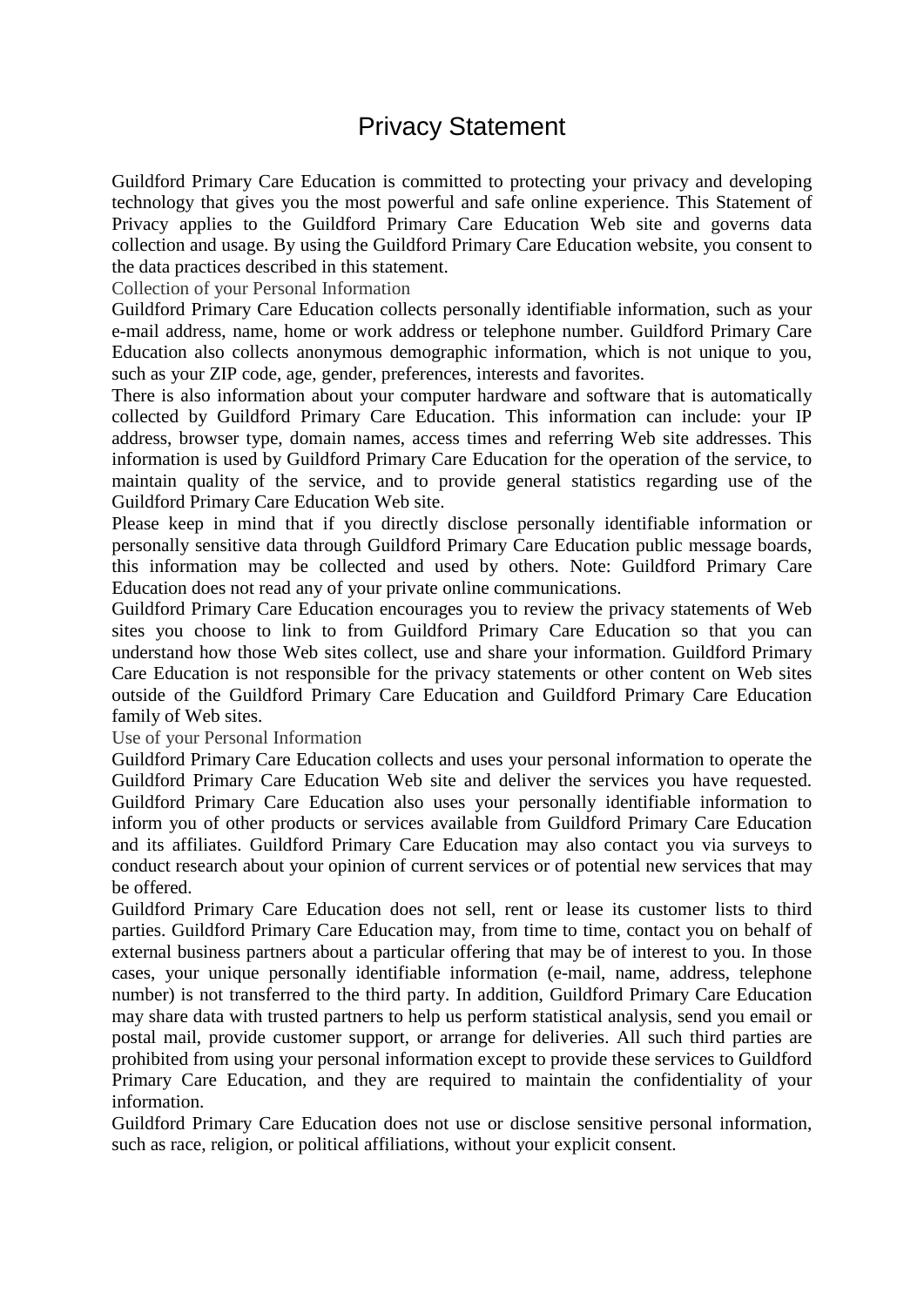# Privacy Statement

Guildford Primary Care Education is committed to protecting your privacy and developing technology that gives you the most powerful and safe online experience. This Statement of Privacy applies to the Guildford Primary Care Education Web site and governs data collection and usage. By using the Guildford Primary Care Education website, you consent to the data practices described in this statement.

## Collection of your Personal Information

Guildford Primary Care Education collects personally identifiable information, such as your e-mail address, name, home or work address or telephone number. Guildford Primary Care Education also collects anonymous demographic information, which is not unique to you, such as your ZIP code, age, gender, preferences, interests and favorites.

There is also information about your computer hardware and software that is automatically collected by Guildford Primary Care Education. This information can include: your IP address, browser type, domain names, access times and referring Web site addresses. This information is used by Guildford Primary Care Education for the operation of the service, to maintain quality of the service, and to provide general statistics regarding use of the Guildford Primary Care Education Web site.

Please keep in mind that if you directly disclose personally identifiable information or personally sensitive data through Guildford Primary Care Education public message boards, this information may be collected and used by others. Note: Guildford Primary Care Education does not read any of your private online communications.

Guildford Primary Care Education encourages you to review the privacy statements of Web sites you choose to link to from Guildford Primary Care Education so that you can understand how those Web sites collect, use and share your information. Guildford Primary Care Education is not responsible for the privacy statements or other content on Web sites outside of the Guildford Primary Care Education and Guildford Primary Care Education family of Web sites.

## Use of your Personal Information

Guildford Primary Care Education collects and uses your personal information to operate the Guildford Primary Care Education Web site and deliver the services you have requested. Guildford Primary Care Education also uses your personally identifiable information to inform you of other products or services available from Guildford Primary Care Education and its affiliates. Guildford Primary Care Education may also contact you via surveys to conduct research about your opinion of current services or of potential new services that may be offered.

Guildford Primary Care Education does not sell, rent or lease its customer lists to third parties. Guildford Primary Care Education may, from time to time, contact you on behalf of external business partners about a particular offering that may be of interest to you. In those cases, your unique personally identifiable information (e-mail, name, address, telephone number) is not transferred to the third party. In addition, Guildford Primary Care Education may share data with trusted partners to help us perform statistical analysis, send you email or postal mail, provide customer support, or arrange for deliveries. All such third parties are prohibited from using your personal information except to provide these services to Guildford Primary Care Education, and they are required to maintain the confidentiality of your information.

Guildford Primary Care Education does not use or disclose sensitive personal information, such as race, religion, or political affiliations, without your explicit consent.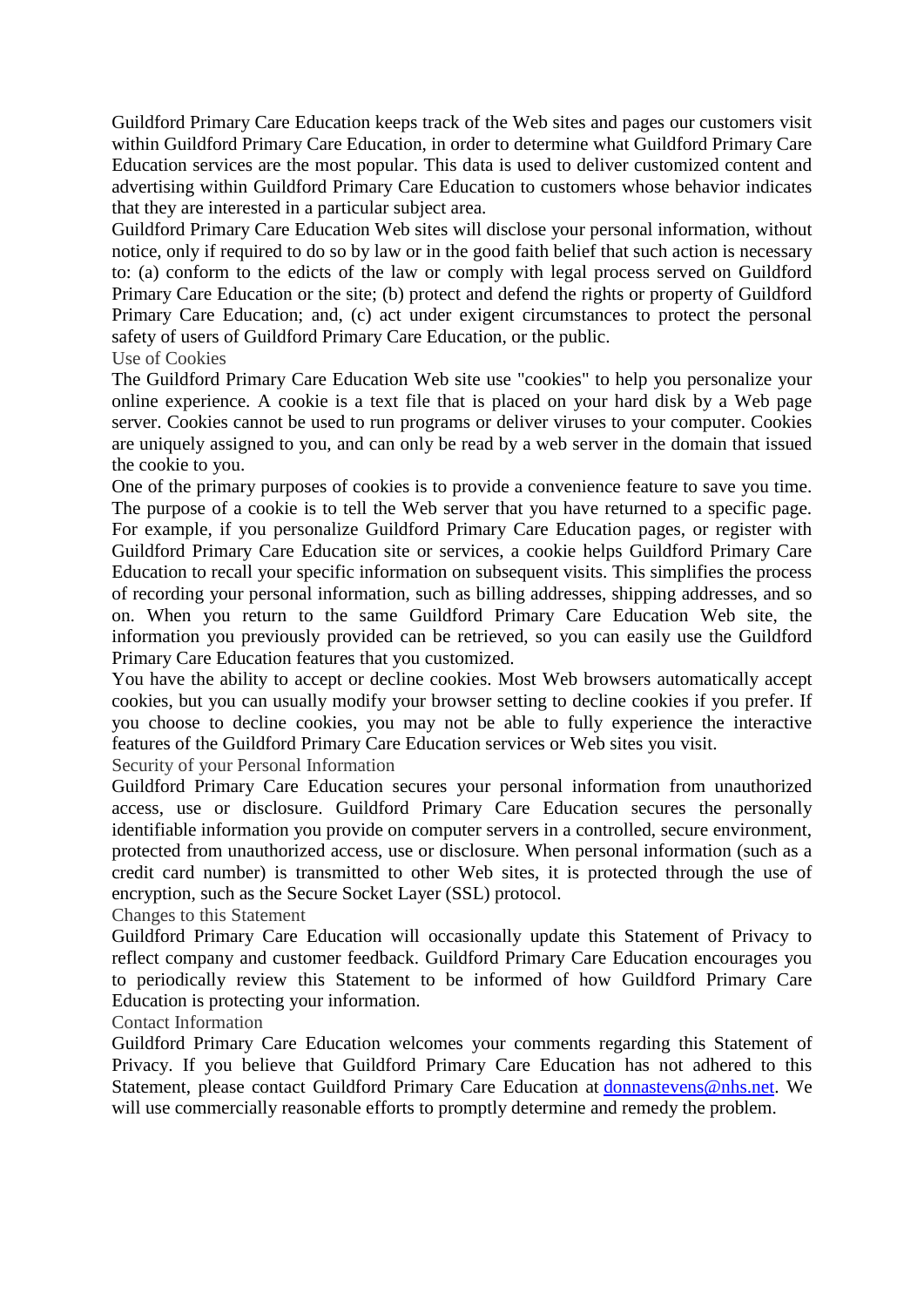Guildford Primary Care Education keeps track of the Web sites and pages our customers visit within Guildford Primary Care Education, in order to determine what Guildford Primary Care Education services are the most popular. This data is used to deliver customized content and advertising within Guildford Primary Care Education to customers whose behavior indicates that they are interested in a particular subject area.

Guildford Primary Care Education Web sites will disclose your personal information, without notice, only if required to do so by law or in the good faith belief that such action is necessary to: (a) conform to the edicts of the law or comply with legal process served on Guildford Primary Care Education or the site; (b) protect and defend the rights or property of Guildford Primary Care Education; and, (c) act under exigent circumstances to protect the personal safety of users of Guildford Primary Care Education, or the public.

## Use of Cookies

The Guildford Primary Care Education Web site use "cookies" to help you personalize your online experience. A cookie is a text file that is placed on your hard disk by a Web page server. Cookies cannot be used to run programs or deliver viruses to your computer. Cookies are uniquely assigned to you, and can only be read by a web server in the domain that issued the cookie to you.

One of the primary purposes of cookies is to provide a convenience feature to save you time. The purpose of a cookie is to tell the Web server that you have returned to a specific page. For example, if you personalize Guildford Primary Care Education pages, or register with Guildford Primary Care Education site or services, a cookie helps Guildford Primary Care Education to recall your specific information on subsequent visits. This simplifies the process of recording your personal information, such as billing addresses, shipping addresses, and so on. When you return to the same Guildford Primary Care Education Web site, the information you previously provided can be retrieved, so you can easily use the Guildford Primary Care Education features that you customized.

You have the ability to accept or decline cookies. Most Web browsers automatically accept cookies, but you can usually modify your browser setting to decline cookies if you prefer. If you choose to decline cookies, you may not be able to fully experience the interactive features of the Guildford Primary Care Education services or Web sites you visit.

## Security of your Personal Information

Guildford Primary Care Education secures your personal information from unauthorized access, use or disclosure. Guildford Primary Care Education secures the personally identifiable information you provide on computer servers in a controlled, secure environment, protected from unauthorized access, use or disclosure. When personal information (such as a credit card number) is transmitted to other Web sites, it is protected through the use of encryption, such as the Secure Socket Layer (SSL) protocol.

## Changes to this Statement

Guildford Primary Care Education will occasionally update this Statement of Privacy to reflect company and customer feedback. Guildford Primary Care Education encourages you to periodically review this Statement to be informed of how Guildford Primary Care Education is protecting your information.

## Contact Information

Guildford Primary Care Education welcomes your comments regarding this Statement of Privacy. If you believe that Guildford Primary Care Education has not adhered to this Statement, please contact Guildford Primary Care Education at donnastevens@nhs.net. We will use commercially reasonable efforts to promptly determine and remedy the problem.